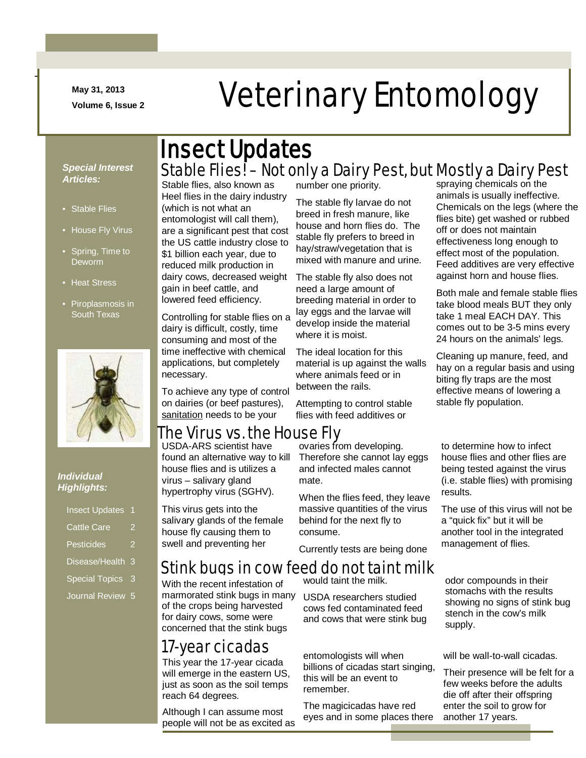May 31, 2013

Volume 6, Issue 2

# Veterinary Entomology

***Special Interest Articles:***

- Stable Flies
- House Fly Virus
- Spring, Time to Deworm
- Heat Stress
- Piroplasmosis in South Texas

***Individual Highlights:***

| | |
|---|---|
| Insect Updates | 1 |
| Cattle Care | 2 |
| Pesticides | 2 |
| Disease/Health | 3 |
| Special Topics | 3 |
| Journal Review | 5 |

## Insect Updates

### Stable Flies! – Not only a Dairy Pest, but Mostly a Dairy Pest

Stable flies, also known as Heel flies in the dairy industry (which is not what an entomologist will call them), are a significant pest that cost the US cattle industry close to $1 billion each year, due to reduced milk production in dairy cows, decreased weight gain in beef cattle, and lowered feed efficiency.

Controlling for stable flies on a dairy is difficult, costly, time consuming and most of the time ineffective with chemical applications, but completely necessary.

To achieve any type of control on dairies (or beef pastures), sanitation needs to be your number one priority.

The stable fly larvae do not breed in fresh manure, like house and horn flies do. The stable fly prefers to breed in hay/straw/vegetation that is mixed with manure and urine.

The stable fly also does not need a large amount of breeding material in order to lay eggs and the larvae will develop inside the material where it is moist.

The ideal location for this material is up against the walls where animals feed or in between the rails.

Attempting to control stable flies with feed additives or spraying chemicals on the animals is usually ineffective. Chemicals on the legs (where the flies bite) get washed or rubbed off or does not maintain effectiveness long enough to effect most of the population. Feed additives are very effective against horn and house flies.

Both male and female stable flies take blood meals BUT they only take 1 meal EACH DAY. This comes out to be 3-5 mins every 24 hours on the animals' legs.

Cleaning up manure, feed, and hay on a regular basis and using biting fly traps are the most effective means of lowering a stable fly population.

### The Virus vs. the House Fly

USDA-ARS scientist have found an alternative way to kill house flies and is utilizes a virus – salivary gland hypertrophy virus (SGHV).

This virus gets into the salivary glands of the female house fly causing them to swell and preventing her ovaries from developing. Therefore she cannot lay eggs and infected males cannot mate.

When the flies feed, they leave massive quantities of the virus behind for the next fly to consume.

Currently tests are being done to determine how to infect house flies and other flies are being tested against the virus (i.e. stable flies) with promising results.

The use of this virus will not be a "quick fix" but it will be another tool in the integrated management of flies.

### Stink bugs in cow feed do not taint milk

With the recent infestation of marmorated stink bugs in many of the crops being harvested for dairy cows, some were concerned that the stink bugs would taint the milk.

USDA researchers studied cows fed contaminated feed and cows that were stink bug odor compounds in their stomachs with the results showing no signs of stink bug stench in the cow's milk supply.

### 17-year cicadas

This year the 17-year cicada will emerge in the eastern US, just as soon as the soil temps reach 64 degrees.

Although I can assume most people will not be as excited as entomologists will when billions of cicadas start singing, this will be an event to remember.

The magicicadas have red eyes and in some places there will be wall-to-wall cicadas.

Their presence will be felt for a few weeks before the adults die off after their offspring enter the soil to grow for another 17 years.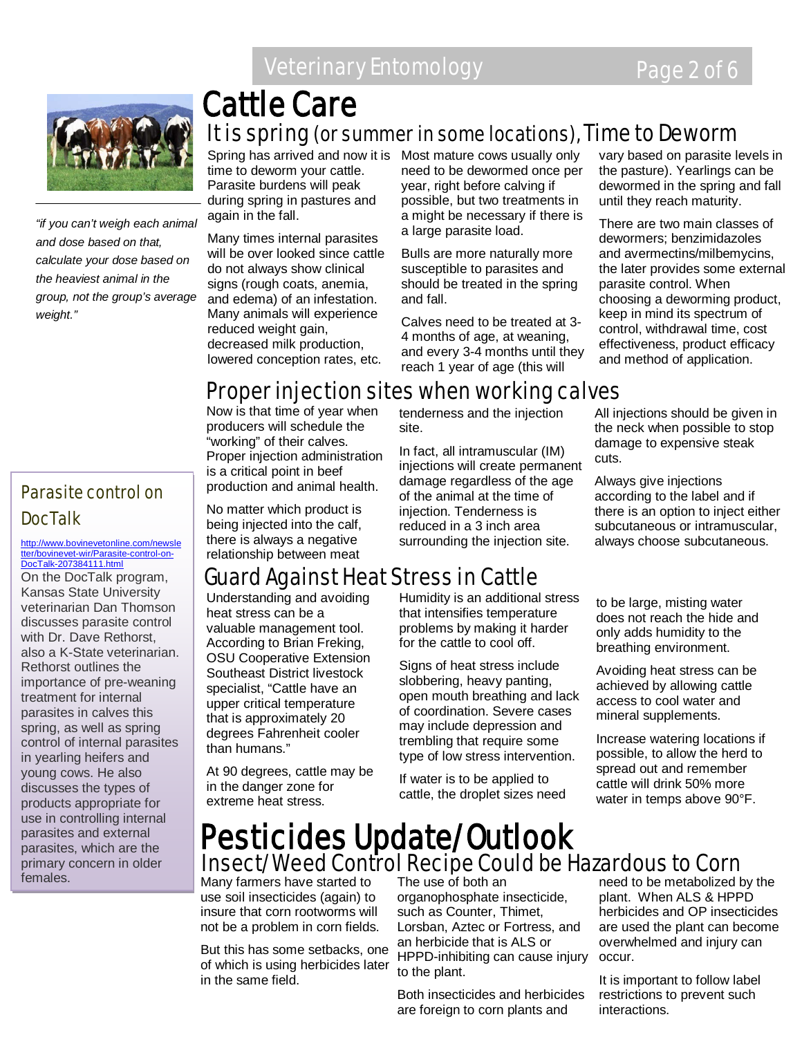# Cattle Care

## It is spring (or summer in some locations), Time to Deworm

Spring has arrived and now it is time to deworm your cattle. Parasite burdens will peak during spring in pastures and again in the fall.

Many times internal parasites will be over looked since cattle do not always show clinical signs (rough coats, anemia, and edema) of an infestation. Many animals will experience reduced weight gain, decreased milk production, lowered conception rates, etc.

Most mature cows usually only need to be dewormed once per year, right before calving if possible, but two treatments in a might be necessary if there is a large parasite load.

Bulls are more naturally more susceptible to parasites and should be treated in the spring and fall.

Calves need to be treated at 3-4 months of age, at weaning, and every 3-4 months until they reach 1 year of age (this will vary based on parasite levels in the pasture). Yearlings can be dewormed in the spring and fall until they reach maturity.

There are two main classes of dewormers; benzimidazoles and avermectins/milbemycins, the later provides some external parasite control. When choosing a deworming product, keep in mind its spectrum of control, withdrawal time, cost effectiveness, product efficacy and method of application.

*"if you can't weigh each animal and dose based on that, calculate your dose based on the heaviest animal in the group, not the group's average weight."*

## Proper injection sites when working calves

Now is that time of year when producers will schedule the "working" of their calves. Proper injection administration is a critical point in beef production and animal health.

No matter which product is being injected into the calf, there is always a negative relationship between meat tenderness and the injection site.

In fact, all intramuscular (IM) injections will create permanent damage regardless of the age of the animal at the time of injection. Tenderness is reduced in a 3 inch area surrounding the injection site.

All injections should be given in the neck when possible to stop damage to expensive steak cuts.

Always give injections according to the label and if there is an option to inject either subcutaneous or intramuscular, always choose subcutaneous.

### Parasite control on DocTalk

http://www.bovinevetonline.com/newsletter/bovinevet-wir/Parasite-control-on-DocTalk-207384111.html

On the DocTalk program, Kansas State University veterinarian Dan Thomson discusses parasite control with Dr. Dave Rethorst, also a K-State veterinarian. Rethorst outlines the importance of pre-weaning treatment for internal parasites in calves this spring, as well as spring control of internal parasites in yearling heifers and young cows. He also discusses the types of products appropriate for use in controlling internal parasites and external parasites, which are the primary concern in older females.

## Guard Against Heat Stress in Cattle

Understanding and avoiding heat stress can be a valuable management tool. According to Brian Freking, OSU Cooperative Extension Southeast District livestock specialist, "Cattle have an upper critical temperature that is approximately 20 degrees Fahrenheit cooler than humans."

At 90 degrees, cattle may be in the danger zone for extreme heat stress.

Humidity is an additional stress that intensifies temperature problems by making it harder for the cattle to cool off.

Signs of heat stress include slobbering, heavy panting, open mouth breathing and lack of coordination. Severe cases may include depression and trembling that require some type of low stress intervention.

If water is to be applied to cattle, the droplet sizes need to be large, misting water does not reach the hide and only adds humidity to the breathing environment.

Avoiding heat stress can be achieved by allowing cattle access to cool water and mineral supplements.

Increase watering locations if possible, to allow the herd to spread out and remember cattle will drink 50% more water in temps above 90°F.

# Pesticides Update/Outlook

## Insect/Weed Control Recipe Could be Hazardous to Corn

Many farmers have started to use soil insecticides (again) to insure that corn rootworms will not be a problem in corn fields.

But this has some setbacks, one of which is using herbicides later in the same field.

The use of both an organophosphate insecticide, such as Counter, Thimet, Lorsban, Aztec or Fortress, and an herbicide that is ALS or HPPD-inhibiting can cause injury to the plant.

Both insecticides and herbicides are foreign to corn plants and need to be metabolized by the plant. When ALS & HPPD herbicides and OP insecticides are used the plant can become overwhelmed and injury can occur.

It is important to follow label restrictions to prevent such interactions.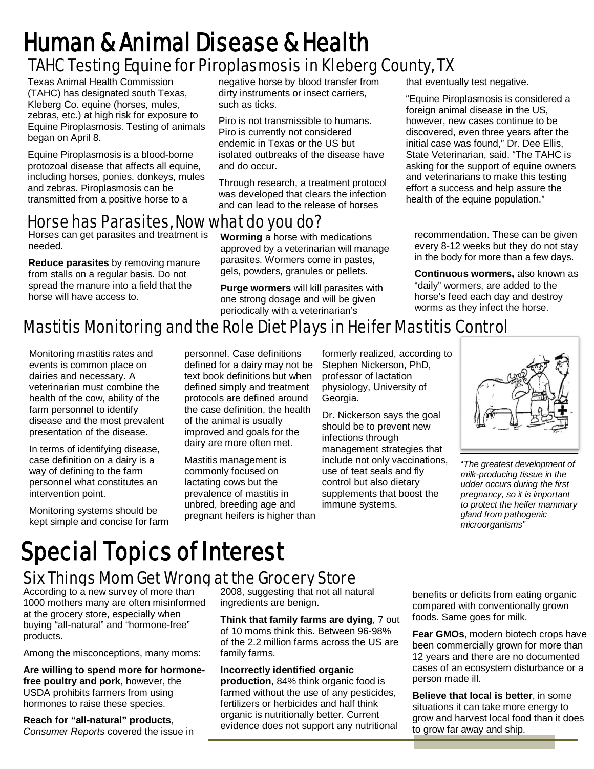# Human & Animal Disease & Health

## TAHC Testing Equine for Piroplasmosis in Kleberg County, TX

Texas Animal Health Commission (TAHC) has designated south Texas, Kleberg Co. equine (horses, mules, zebras, etc.) at high risk for exposure to Equine Piroplasmosis. Testing of animals began on April 8.

Equine Piroplasmosis is a blood-borne protozoal disease that affects all equine, including horses, ponies, donkeys, mules and zebras. Piroplasmosis can be transmitted from a positive horse to a negative horse by blood transfer from dirty instruments or insect carriers, such as ticks.

Piro is not transmissible to humans. Piro is currently not considered endemic in Texas or the US but isolated outbreaks of the disease have and do occur.

Through research, a treatment protocol was developed that clears the infection and can lead to the release of horses that eventually test negative.

"Equine Piroplasmosis is considered a foreign animal disease in the US, however, new cases continue to be discovered, even three years after the initial case was found," Dr. Dee Ellis, State Veterinarian, said. "The TAHC is asking for the support of equine owners and veterinarians to make this testing effort a success and help assure the health of the equine population."

## Horse has Parasites, Now what do you do?

Horses can get parasites and treatment is needed.

**Reduce parasites** by removing manure from stalls on a regular basis. Do not spread the manure into a field that the horse will have access to.

**Worming** a horse with medications approved by a veterinarian will manage parasites. Wormers come in pastes, gels, powders, granules or pellets.

**Purge wormers** will kill parasites with one strong dosage and will be given periodically with a veterinarian's recommendation. These can be given every 8-12 weeks but they do not stay in the body for more than a few days.

**Continuous wormers,** also known as "daily" wormers, are added to the horse's feed each day and destroy worms as they infect the horse.

## Mastitis Monitoring and the Role Diet Plays in Heifer Mastitis Control

Monitoring mastitis rates and events is common place on dairies and necessary. A veterinarian must combine the health of the cow, ability of the farm personnel to identify disease and the most prevalent presentation of the disease.

In terms of identifying disease, case definition on a dairy is a way of defining to the farm personnel what constitutes an intervention point.

Monitoring systems should be kept simple and concise for farm personnel. Case definitions defined for a dairy may not be text book definitions but when defined simply and treatment protocols are defined around the case definition, the health of the animal is usually improved and goals for the dairy are more often met.

Mastitis management is commonly focused on lactating cows but the prevalence of mastitis in unbred, breeding age and pregnant heifers is higher than formerly realized, according to Stephen Nickerson, PhD, professor of lactation physiology, University of Georgia.

Dr. Nickerson says the goal should be to prevent new infections through management strategies that include not only vaccinations, use of teat seals and fly control but also dietary supplements that boost the immune systems.

"*The greatest development of milk-producing tissue in the udder occurs during the first pregnancy, so it is important to protect the heifer mammary gland from pathogenic microorganisms"*

# Special Topics of Interest

## Six Things Mom Get Wrong at the Grocery Store

According to a new survey of more than 1000 mothers many are often misinformed at the grocery store, especially when buying "all-natural" and "hormone-free" products.

Among the misconceptions, many moms:

**Are willing to spend more for hormone-free poultry and pork**, however, the USDA prohibits farmers from using hormones to raise these species.

**Reach for "all-natural" products**, *Consumer Reports* covered the issue in 2008, suggesting that not all natural ingredients are benign.

**Think that family farms are dying**, 7 out of 10 moms think this. Between 96-98% of the 2.2 million farms across the US are family farms.

**Incorrectly identified organic production**, 84% think organic food is farmed without the use of any pesticides, fertilizers or herbicides and half think organic is nutritionally better. Current evidence does not support any nutritional benefits or deficits from eating organic compared with conventionally grown foods. Same goes for milk.

**Fear GMOs**, modern biotech crops have been commercially grown for more than 12 years and there are no documented cases of an ecosystem disturbance or a person made ill.

**Believe that local is better**, in some situations it can take more energy to grow and harvest local food than it does to grow far away and ship.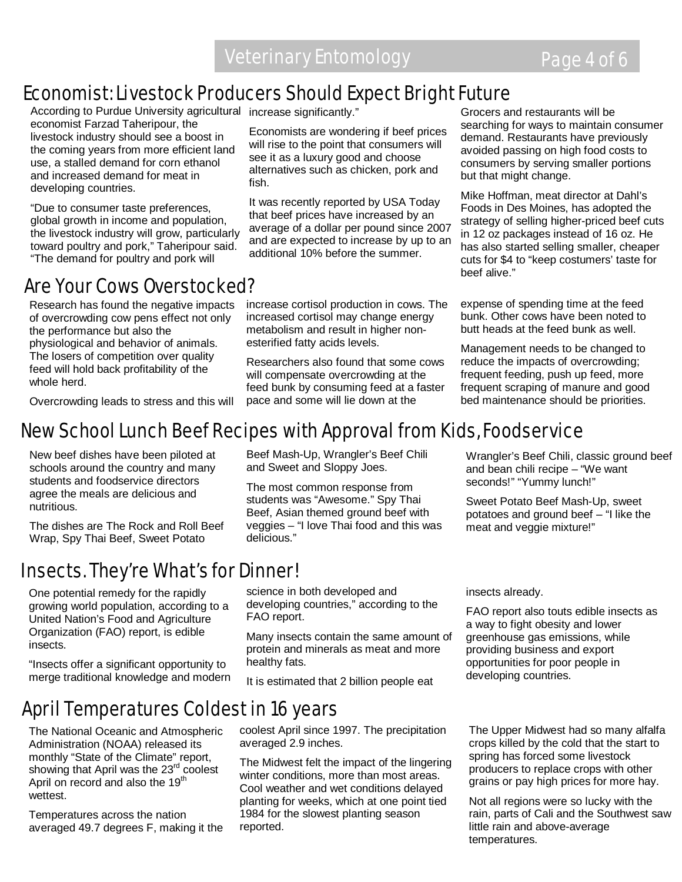## Economist: Livestock Producers Should Expect Bright Future

According to Purdue University agricultural economist Farzad Taheripour, the livestock industry should see a boost in the coming years from more efficient land use, a stalled demand for corn ethanol and increased demand for meat in developing countries.

"Due to consumer taste preferences, global growth in income and population, the livestock industry will grow, particularly toward poultry and pork," Taheripour said. "The demand for poultry and pork will increase significantly."

Economists are wondering if beef prices will rise to the point that consumers will see it as a luxury good and choose alternatives such as chicken, pork and fish.

It was recently reported by USA Today that beef prices have increased by an average of a dollar per pound since 2007 and are expected to increase by up to an additional 10% before the summer.

Grocers and restaurants will be searching for ways to maintain consumer demand. Restaurants have previously avoided passing on high food costs to consumers by serving smaller portions but that might change.

Mike Hoffman, meat director at Dahl's Foods in Des Moines, has adopted the strategy of selling higher-priced beef cuts in 12 oz packages instead of 16 oz. He has also started selling smaller, cheaper cuts for $4 to "keep costumers' taste for beef alive."

## Are Your Cows Overstocked?

Research has found the negative impacts of overcrowding cow pens effect not only the performance but also the physiological and behavior of animals. The losers of competition over quality feed will hold back profitability of the whole herd.

Overcrowding leads to stress and this will increase cortisol production in cows. The increased cortisol may change energy metabolism and result in higher non-esterified fatty acids levels.

Researchers also found that some cows will compensate overcrowding at the feed bunk by consuming feed at a faster pace and some will lie down at the expense of spending time at the feed bunk. Other cows have been noted to butt heads at the feed bunk as well.

Management needs to be changed to reduce the impacts of overcrowding; frequent feeding, push up feed, more frequent scraping of manure and good bed maintenance should be priorities.

## New School Lunch Beef Recipes with Approval from Kids, Foodservice

New beef dishes have been piloted at schools around the country and many students and foodservice directors agree the meals are delicious and nutritious.

The dishes are The Rock and Roll Beef Wrap, Spy Thai Beef, Sweet Potato Beef Mash-Up, Wrangler's Beef Chili and Sweet and Sloppy Joes.

The most common response from students was "Awesome." Spy Thai Beef, Asian themed ground beef with veggies – "I love Thai food and this was delicious."

Wrangler's Beef Chili, classic ground beef and bean chili recipe – "We want seconds!" "Yummy lunch!"

Sweet Potato Beef Mash-Up, sweet potatoes and ground beef – "I like the meat and veggie mixture!"

## Insects. They're What's for Dinner!

One potential remedy for the rapidly growing world population, according to a United Nation's Food and Agriculture Organization (FAO) report, is edible insects.

"Insects offer a significant opportunity to merge traditional knowledge and modern science in both developed and developing countries," according to the FAO report.

Many insects contain the same amount of protein and minerals as meat and more healthy fats.

It is estimated that 2 billion people eat insects already.

FAO report also touts edible insects as a way to fight obesity and lower greenhouse gas emissions, while providing business and export opportunities for poor people in developing countries.

## April Temperatures Coldest in 16 years

The National Oceanic and Atmospheric Administration (NOAA) released its monthly "State of the Climate" report, showing that April was the 23rd coolest April on record and also the 19th wettest.

Temperatures across the nation averaged 49.7 degrees F, making it the coolest April since 1997. The precipitation averaged 2.9 inches.

The Midwest felt the impact of the lingering winter conditions, more than most areas. Cool weather and wet conditions delayed planting for weeks, which at one point tied 1984 for the slowest planting season reported.

The Upper Midwest had so many alfalfa crops killed by the cold that the start to spring has forced some livestock producers to replace crops with other grains or pay high prices for more hay.

Not all regions were so lucky with the rain, parts of Cali and the Southwest saw little rain and above-average temperatures.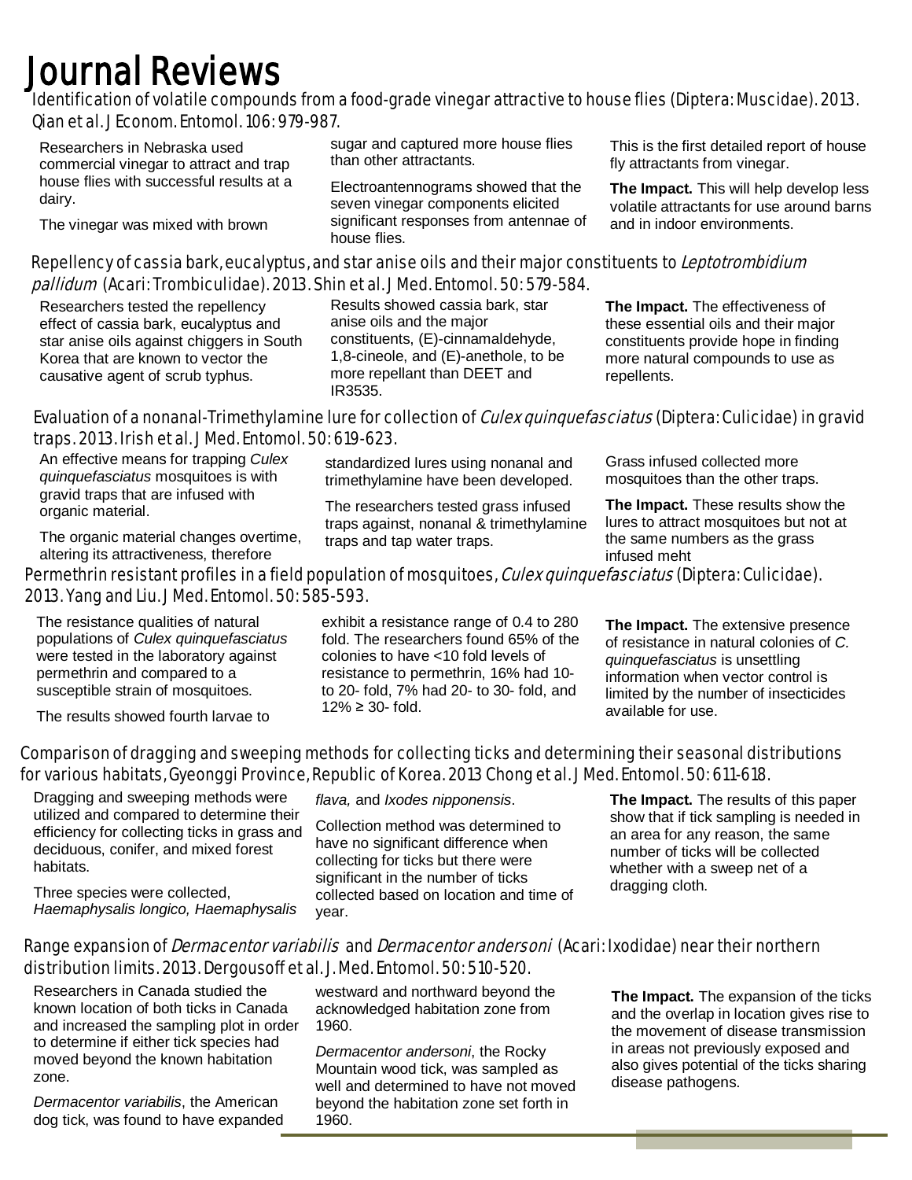// Journal Reviews

# Journal Reviews

## Identification of volatile compounds from a food-grade vinegar attractive to house flies (Diptera: Muscidae). 2013. Qian et al. J Econom. Entomol. 106: 979-987.

Researchers in Nebraska used commercial vinegar to attract and trap house flies with successful results at a dairy.

The vinegar was mixed with brown sugar and captured more house flies than other attractants.

Electroantennograms showed that the seven vinegar components elicited significant responses from antennae of house flies.

This is the first detailed report of house fly attractants from vinegar.

**The Impact.** This will help develop less volatile attractants for use around barns and in indoor environments.

## Repellency of cassia bark, eucalyptus, and star anise oils and their major constituents to *Leptotrombidium pallidum* (Acari: Trombiculidae). 2013. Shin et al. J Med. Entomol. 50: 579-584.

Researchers tested the repellency effect of cassia bark, eucalyptus and star anise oils against chiggers in South Korea that are known to vector the causative agent of scrub typhus.

Results showed cassia bark, star anise oils and the major constituents, (E)-cinnamaldehyde, 1,8-cineole, and (E)-anethole, to be more repellant than DEET and IR3535.

**The Impact.** The effectiveness of these essential oils and their major constituents provide hope in finding more natural compounds to use as repellents.

## Evaluation of a nonanal-Trimethylamine lure for collection of *Culex quinquefasciatus* (Diptera: Culicidae) in gravid traps. 2013. Irish et al. J Med. Entomol. 50: 619-623.

An effective means for trapping *Culex quinquefasciatus* mosquitoes is with gravid traps that are infused with organic material.

The organic material changes overtime, altering its attractiveness, therefore standardized lures using nonanal and trimethylamine have been developed.

The researchers tested grass infused traps against, nonanal & trimethylamine traps and tap water traps.

Grass infused collected more mosquitoes than the other traps.

**The Impact.** These results show the lures to attract mosquitoes but not at the same numbers as the grass infused meht

## Permethrin resistant profiles in a field population of mosquitoes, *Culex quinquefasciatus* (Diptera: Culicidae). 2013. Yang and Liu. J Med. Entomol. 50: 585-593.

The resistance qualities of natural populations of *Culex quinquefasciatus* were tested in the laboratory against permethrin and compared to a susceptible strain of mosquitoes.

The results showed fourth larvae to exhibit a resistance range of 0.4 to 280 fold. The researchers found 65% of the colonies to have <10 fold levels of resistance to permethrin, 16% had 10- to 20- fold, 7% had 20- to 30- fold, and 12% ≥ 30- fold.

**The Impact.** The extensive presence of resistance in natural colonies of *C. quinquefasciatus* is unsettling information when vector control is limited by the number of insecticides available for use.

## Comparison of dragging and sweeping methods for collecting ticks and determining their seasonal distributions for various habitats, Gyeonggi Province, Republic of Korea. 2013 Chong et al. J Med. Entomol. 50: 611-618.

Dragging and sweeping methods were utilized and compared to determine their efficiency for collecting ticks in grass and deciduous, conifer, and mixed forest habitats.

Three species were collected, *Haemaphysalis longico, Haemaphysalis flava,* and *Ixodes nipponensis*.

Collection method was determined to have no significant difference when collecting for ticks but there were significant in the number of ticks collected based on location and time of year.

**The Impact.** The results of this paper show that if tick sampling is needed in an area for any reason, the same number of ticks will be collected whether with a sweep net of a dragging cloth.

## Range expansion of *Dermacentor variabilis* and *Dermacentor andersoni* (Acari: Ixodidae) near their northern distribution limits. 2013. Dergousoff et al. J. Med. Entomol. 50: 510-520.

Researchers in Canada studied the known location of both ticks in Canada and increased the sampling plot in order to determine if either tick species had moved beyond the known habitation zone.

*Dermacentor variabilis*, the American dog tick, was found to have expanded westward and northward beyond the acknowledged habitation zone from 1960.

*Dermacentor andersoni*, the Rocky Mountain wood tick, was sampled as well and determined to have not moved beyond the habitation zone set forth in 1960.

**The Impact.** The expansion of the ticks and the overlap in location gives rise to the movement of disease transmission in areas not previously exposed and also gives potential of the ticks sharing disease pathogens.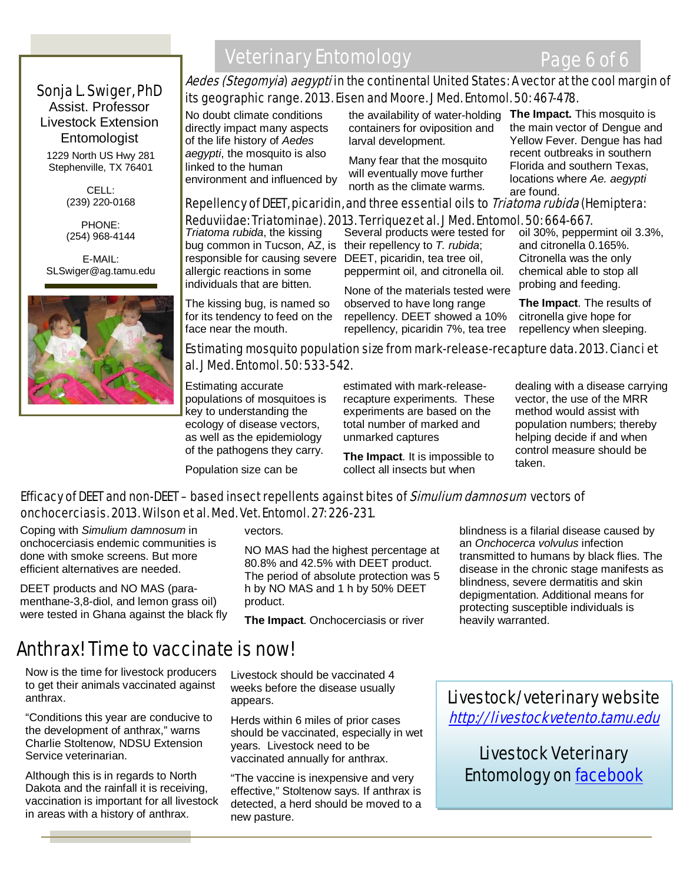Sonja L. Swiger, PhD
Assist. Professor
Livestock Extension
Entomologist

1229 North US Hwy 281
Stephenville, TX 76401

CELL:
(239) 220-0168

PHONE:
(254) 968-4144

E-MAIL:
SLSwiger@ag.tamu.edu

# Veterinary Entomology

## *Aedes (Stegomyia) aegypti* in the continental United States: A vector at the cool margin of its geographic range. 2013. Eisen and Moore. J Med. Entomol. 50: 467-478.

No doubt climate conditions directly impact many aspects of the life history of *Aedes aegypti*, the mosquito is also linked to the human environment and influenced by the availability of water-holding containers for oviposition and larval development.

Many fear that the mosquito will eventually move further north as the climate warms.

**The Impact.** This mosquito is the main vector of Dengue and Yellow Fever. Dengue has had recent outbreaks in southern Florida and southern Texas, locations where *Ae. aegypti* are found.

## Repellency of DEET, picaridin, and three essential oils to *Triatoma rubida* (Hemiptera: Reduviidae: Triatominae). 2013. Terriquez et al. J Med. Entomol. 50: 664-667.

*Triatoma rubida*, the kissing bug common in Tucson, AZ, is responsible for causing severe allergic reactions in some individuals that are bitten.

The kissing bug, is named so for its tendency to feed on the face near the mouth.

Several products were tested for their repellency to *T. rubida*; DEET, picaridin, tea tree oil, peppermint oil, and citronella oil.

None of the materials tested were observed to have long range repellency. DEET showed a 10% repellency, picaridin 7%, tea tree oil 30%, peppermint oil 3.3%, and citronella 0.165%. Citronella was the only chemical able to stop all probing and feeding.

**The Impact**. The results of citronella give hope for repellency when sleeping.

## Estimating mosquito population size from mark-release-recapture data. 2013. Cianci et al. J Med. Entomol. 50: 533-542.

Estimating accurate populations of mosquitoes is key to understanding the ecology of disease vectors, as well as the epidemiology of the pathogens they carry.

Population size can be estimated with mark-release-recapture experiments. These experiments are based on the total number of marked and unmarked captures

**The Impact**. It is impossible to collect all insects but when dealing with a disease carrying vector, the use of the MRR method would assist with population numbers; thereby helping decide if and when control measure should be taken.

## Efficacy of DEET and non-DEET – based insect repellents against bites of *Simulium damnosum* vectors of onchocerciasis. 2013. Wilson et al. Med. Vet. Entomol. 27: 226-231.

Coping with *Simulium damnosum* in onchocerciasis endemic communities is done with smoke screens. But more efficient alternatives are needed.

DEET products and NO MAS (para-menthane-3,8-diol, and lemon grass oil) were tested in Ghana against the black fly vectors.

NO MAS had the highest percentage at 80.8% and 42.5% with DEET product. The period of absolute protection was 5 h by NO MAS and 1 h by 50% DEET product.

**The Impact**. Onchocerciasis or river blindness is a filarial disease caused by an *Onchocerca volvulus* infection transmitted to humans by black flies. The disease in the chronic stage manifests as blindness, severe dermatitis and skin depigmentation. Additional means for protecting susceptible individuals is heavily warranted.

# Anthrax! Time to vaccinate is now!

Now is the time for livestock producers to get their animals vaccinated against anthrax.

"Conditions this year are conducive to the development of anthrax," warns Charlie Stoltenow, NDSU Extension Service veterinarian.

Although this is in regards to North Dakota and the rainfall it is receiving, vaccination is important for all livestock in areas with a history of anthrax.

Livestock should be vaccinated 4 weeks before the disease usually appears.

Herds within 6 miles of prior cases should be vaccinated, especially in wet years. Livestock need to be vaccinated annually for anthrax.

"The vaccine is inexpensive and very effective," Stoltenow says. If anthrax is detected, a herd should be moved to a new pasture.

Livestock/veterinary website
http://livestockvetento.tamu.edu

Livestock Veterinary Entomology on facebook